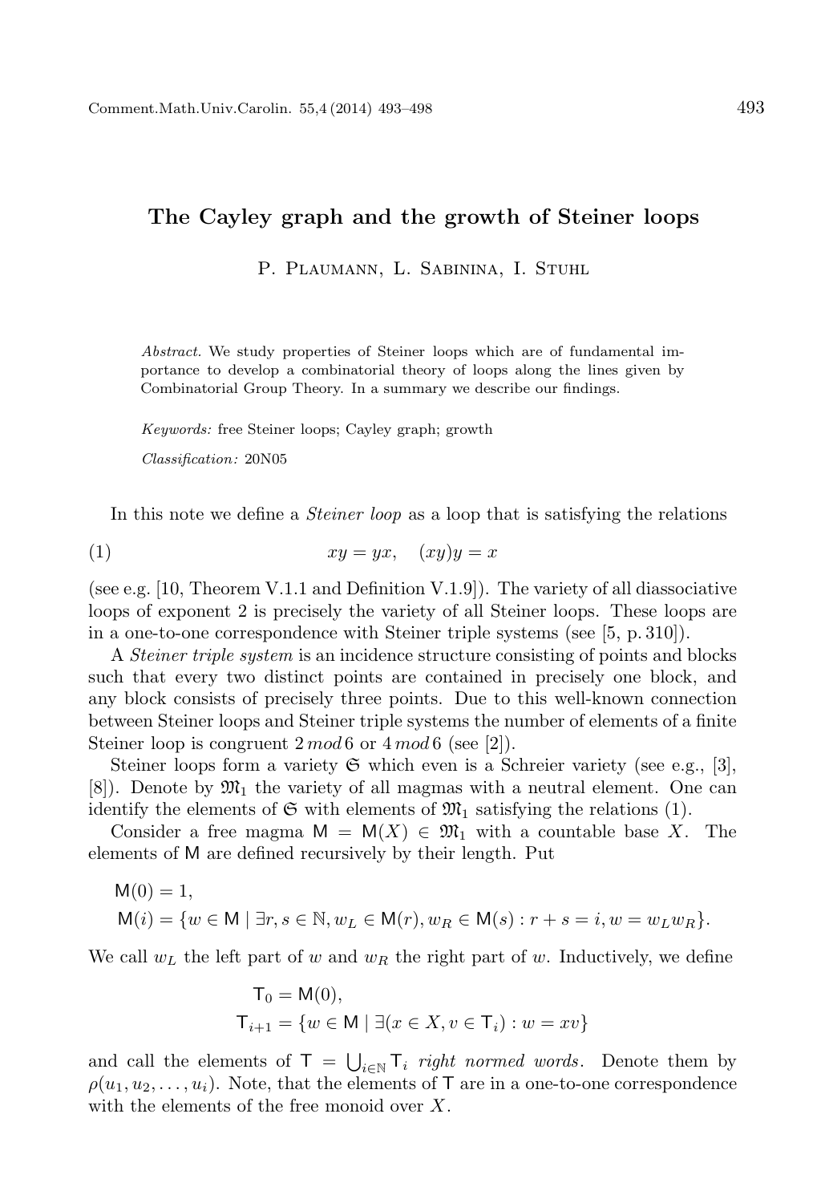# The Cayley graph and the growth of Steiner loops

P. Plaumann, L. Sabinina, I. Stuhl

*Abstract.* We study properties of Steiner loops which are of fundamental importance to develop a combinatorial theory of loops along the lines given by Combinatorial Group Theory. In a summary we describe our findings.

*Keywords:* free Steiner loops; Cayley graph; growth

*Classification:* 20N05

In this note we define a *Steiner loop* as a loop that is satisfying the relations

$$xy = yx, \quad (xy)y = x \tag{1}$$

(see e.g. [10, Theorem V.1.1 and Definition V.1.9]). The variety of all diassociative loops of exponent 2 is precisely the variety of all Steiner loops. These loops are in a one-to-one correspondence with Steiner triple systems (see [5, p. 310]).

A *Steiner triple system* is an incidence structure consisting of points and blocks such that every two distinct points are contained in precisely one block, and any block consists of precisely three points. Due to this well-known connection between Steiner loops and Steiner triple systems the number of elements of a finite Steiner loop is congruent $2 \, mod \, 6$ or $4 \, mod \, 6$ (see [2]).

Steiner loops form a variety $\mathfrak{S}$ which even is a Schreier variety (see e.g., [3], [8]). Denote by $\mathfrak{M}_1$ the variety of all magmas with a neutral element. One can identify the elements of $\mathfrak{S}$ with elements of $\mathfrak{M}_1$ satisfying the relations (1).

Consider a free magma $\mathsf{M} = \mathsf{M}(X) \in \mathfrak{M}_1$ with a countable base $X$. The elements of $\mathsf{M}$ are defined recursively by their length. Put

$$\mathsf{M}(0) = 1,$$
$$\mathsf{M}(i) = \{w \in \mathsf{M} \mid \exists r, s \in \mathbb{N}, w_L \in \mathsf{M}(r), w_R \in \mathsf{M}(s) : r + s = i, w = w_L w_R\}.$$

We call $w_L$ the left part of $w$ and $w_R$ the right part of $w$. Inductively, we define

$$\mathsf{T}_0 = \mathsf{M}(0),$$
$$\mathsf{T}_{i+1} = \{w \in \mathsf{M} \mid \exists (x \in X, v \in \mathsf{T}_i) : w = xv\}$$

and call the elements of $\mathsf{T} = \bigcup_{i \in \mathbb{N}} \mathsf{T}_i$ *right normed words*. Denote them by $\rho(u_1, u_2, \ldots, u_i)$. Note, that the elements of $\mathsf{T}$ are in a one-to-one correspondence with the elements of the free monoid over $X$.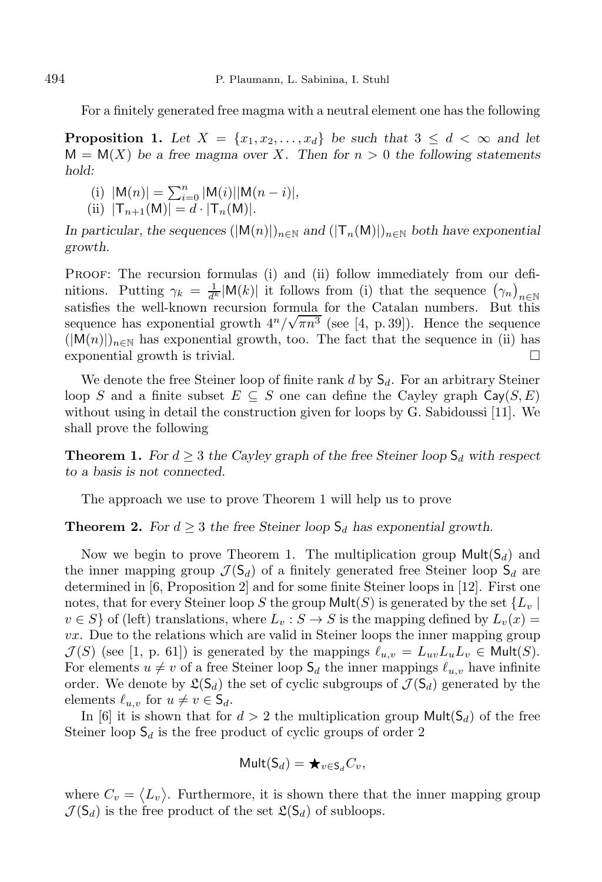For a finitely generated free magma with a neutral element one has the following

**Proposition 1.** *Let $X = \{x_1, x_2, \dots, x_d\}$ be such that $3 \leq d < \infty$ and let $\mathsf{M} = \mathsf{M}(X)$ be a free magma over $X$. Then for $n > 0$ the following statements hold:*

(i) $|\mathsf{M}(n)| = \sum_{i=0}^{n} |\mathsf{M}(i)||\mathsf{M}(n-i)|$,

(ii) $|\mathsf{T}_{n+1}(\mathsf{M})| = d \cdot |\mathsf{T}_n(\mathsf{M})|$.

*In particular, the sequences $(|\mathsf{M}(n)|)_{n\in\mathbb{N}}$ and $(|\mathsf{T}_n(\mathsf{M})|)_{n\in\mathbb{N}}$ both have exponential growth.*

Proof: The recursion formulas (i) and (ii) follow immediately from our definitions. Putting $\gamma_k = \frac{1}{d^k}|\mathsf{M}(k)|$ it follows from (i) that the sequence $(\gamma_n)_{n\in\mathbb{N}}$ satisfies the well-known recursion formula for the Catalan numbers. But this sequence has exponential growth $4^n/\sqrt{\pi n^3}$ (see [4, p. 39]). Hence the sequence $(|\mathsf{M}(n)|)_{n\in\mathbb{N}}$ has exponential growth, too. The fact that the sequence in (ii) has exponential growth is trivial. □

We denote the free Steiner loop of finite rank $d$ by $\mathsf{S}_d$. For an arbitrary Steiner loop $S$ and a finite subset $E \subseteq S$ one can define the Cayley graph $\mathsf{Cay}(S, E)$ without using in detail the construction given for loops by G. Sabidoussi [11]. We shall prove the following

**Theorem 1.** *For $d \geq 3$ the Cayley graph of the free Steiner loop $\mathsf{S}_d$ with respect to a basis is not connected.*

The approach we use to prove Theorem 1 will help us to prove

**Theorem 2.** *For $d \geq 3$ the free Steiner loop $\mathsf{S}_d$ has exponential growth.*

Now we begin to prove Theorem 1. The multiplication group $\mathsf{Mult}(\mathsf{S}_d)$ and the inner mapping group $\mathcal{J}(\mathsf{S}_d)$ of a finitely generated free Steiner loop $\mathsf{S}_d$ are determined in [6, Proposition 2] and for some finite Steiner loops in [12]. First one notes, that for every Steiner loop $S$ the group $\mathsf{Mult}(S)$ is generated by the set $\{L_v \mid v \in S\}$ of (left) translations, where $L_v : S \to S$ is the mapping defined by $L_v(x) = vx$. Due to the relations which are valid in Steiner loops the inner mapping group $\mathcal{J}(S)$ (see [1, p. 61]) is generated by the mappings $\ell_{u,v} = L_{uv}L_uL_v \in \mathsf{Mult}(S)$. For elements $u \neq v$ of a free Steiner loop $\mathsf{S}_d$ the inner mappings $\ell_{u,v}$ have infinite order. We denote by $\mathfrak{L}(\mathsf{S}_d)$ the set of cyclic subgroups of $\mathcal{J}(\mathsf{S}_d)$ generated by the elements $\ell_{u,v}$ for $u \neq v \in \mathsf{S}_d$.

In [6] it is shown that for $d > 2$ the multiplication group $\mathsf{Mult}(\mathsf{S}_d)$ of the free Steiner loop $\mathsf{S}_d$ is the free product of cyclic groups of order 2

$$\mathsf{Mult}(\mathsf{S}_d) = \bigstar_{v\in\mathsf{S}_d} C_v,$$

where $C_v = \langle L_v \rangle$. Furthermore, it is shown there that the inner mapping group $\mathcal{J}(\mathsf{S}_d)$ is the free product of the set $\mathfrak{L}(\mathsf{S}_d)$ of subloops.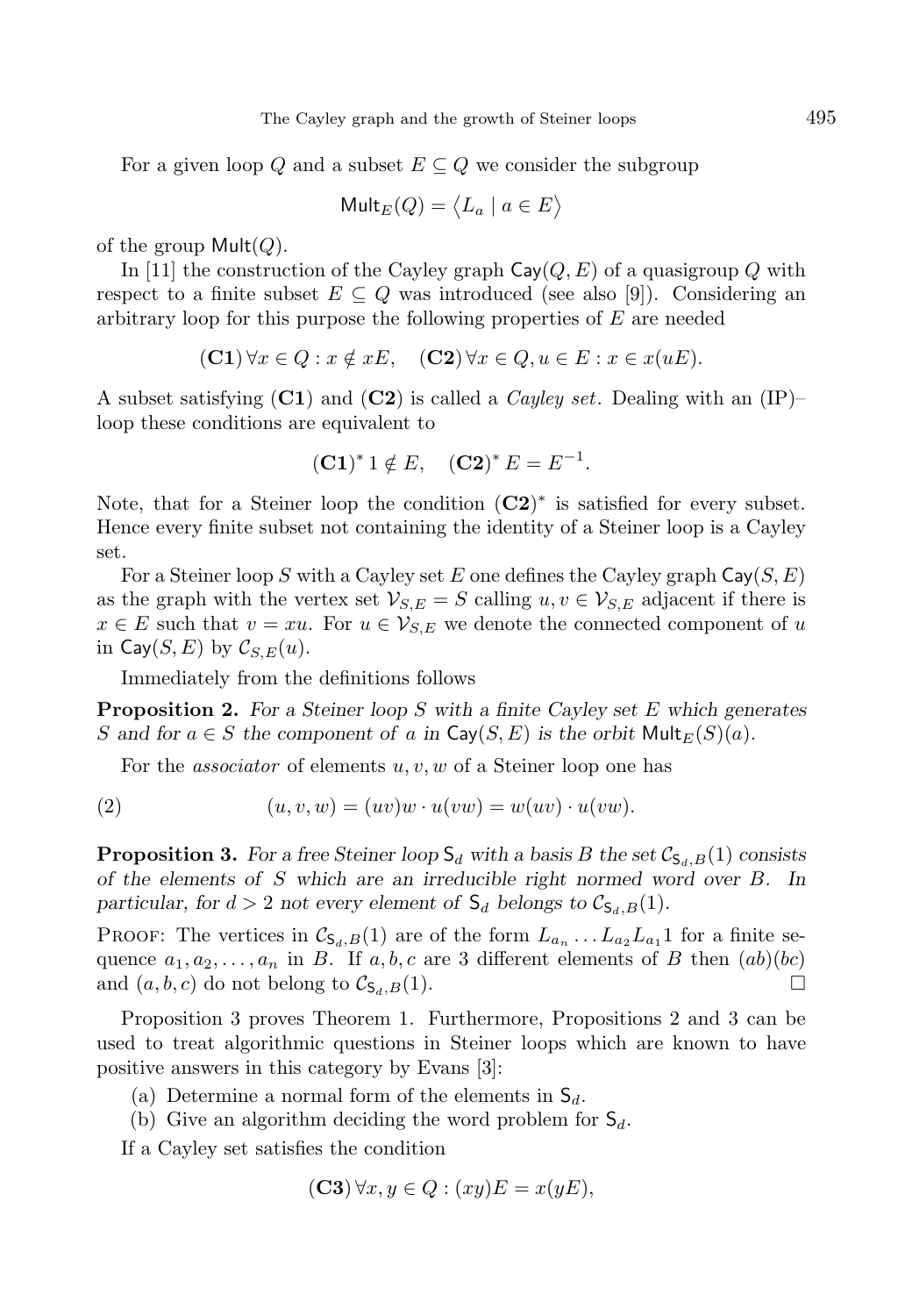For a given loop $Q$ and a subset $E \subseteq Q$ we consider the subgroup

$$\mathsf{Mult}_E(Q) = \langle L_a \mid a \in E \rangle$$

of the group $\mathsf{Mult}(Q)$.

In [11] the construction of the Cayley graph $\mathsf{Cay}(Q, E)$ of a quasigroup $Q$ with respect to a finite subset $E \subseteq Q$ was introduced (see also [9]). Considering an arbitrary loop for this purpose the following properties of $E$ are needed

$$(\mathbf{C1})\, \forall x \in Q : x \notin xE, \quad (\mathbf{C2})\, \forall x \in Q, u \in E : x \in x(uE).$$

A subset satisfying $(\mathbf{C1})$ and $(\mathbf{C2})$ is called a *Cayley set*. Dealing with an (IP)–loop these conditions are equivalent to

$$(\mathbf{C1})^*\, 1 \notin E, \quad (\mathbf{C2})^*\, E = E^{-1}.$$

Note, that for a Steiner loop the condition $(\mathbf{C2})^*$ is satisfied for every subset. Hence every finite subset not containing the identity of a Steiner loop is a Cayley set.

For a Steiner loop $S$ with a Cayley set $E$ one defines the Cayley graph $\mathsf{Cay}(S, E)$ as the graph with the vertex set $\mathcal{V}_{S,E} = S$ calling $u, v \in \mathcal{V}_{S,E}$ adjacent if there is $x \in E$ such that $v = xu$. For $u \in \mathcal{V}_{S,E}$ we denote the connected component of $u$ in $\mathsf{Cay}(S, E)$ by $\mathcal{C}_{S,E}(u)$.

Immediately from the definitions follows

**Proposition 2.** *For a Steiner loop $S$ with a finite Cayley set $E$ which generates $S$ and for $a \in S$ the component of $a$ in $\mathsf{Cay}(S, E)$ is the orbit $\mathsf{Mult}_E(S)(a)$.*

For the *associator* of elements $u, v, w$ of a Steiner loop one has

$$(u, v, w) = (uv)w \cdot u(vw) = w(uv) \cdot u(vw). \tag{2}$$

**Proposition 3.** *For a free Steiner loop $\mathsf{S}_d$ with a basis $B$ the set $\mathcal{C}_{\mathsf{S}_d,B}(1)$ consists of the elements of $S$ which are an irreducible right normed word over $B$. In particular, for $d > 2$ not every element of $\mathsf{S}_d$ belongs to $\mathcal{C}_{\mathsf{S}_d,B}(1)$.*

Proof: The vertices in $\mathcal{C}_{\mathsf{S}_d,B}(1)$ are of the form $L_{a_n} \dots L_{a_2} L_{a_1} 1$ for a finite sequence $a_1, a_2, \dots, a_n$ in $B$. If $a, b, c$ are 3 different elements of $B$ then $(ab)(bc)$ and $(a, b, c)$ do not belong to $\mathcal{C}_{\mathsf{S}_d,B}(1)$. □

Proposition 3 proves Theorem 1. Furthermore, Propositions 2 and 3 can be used to treat algorithmic questions in Steiner loops which are known to have positive answers in this category by Evans [3]:

(a) Determine a normal form of the elements in $\mathsf{S}_d$.
(b) Give an algorithm deciding the word problem for $\mathsf{S}_d$.

If a Cayley set satisfies the condition

$$(\mathbf{C3})\, \forall x, y \in Q : (xy)E = x(yE),$$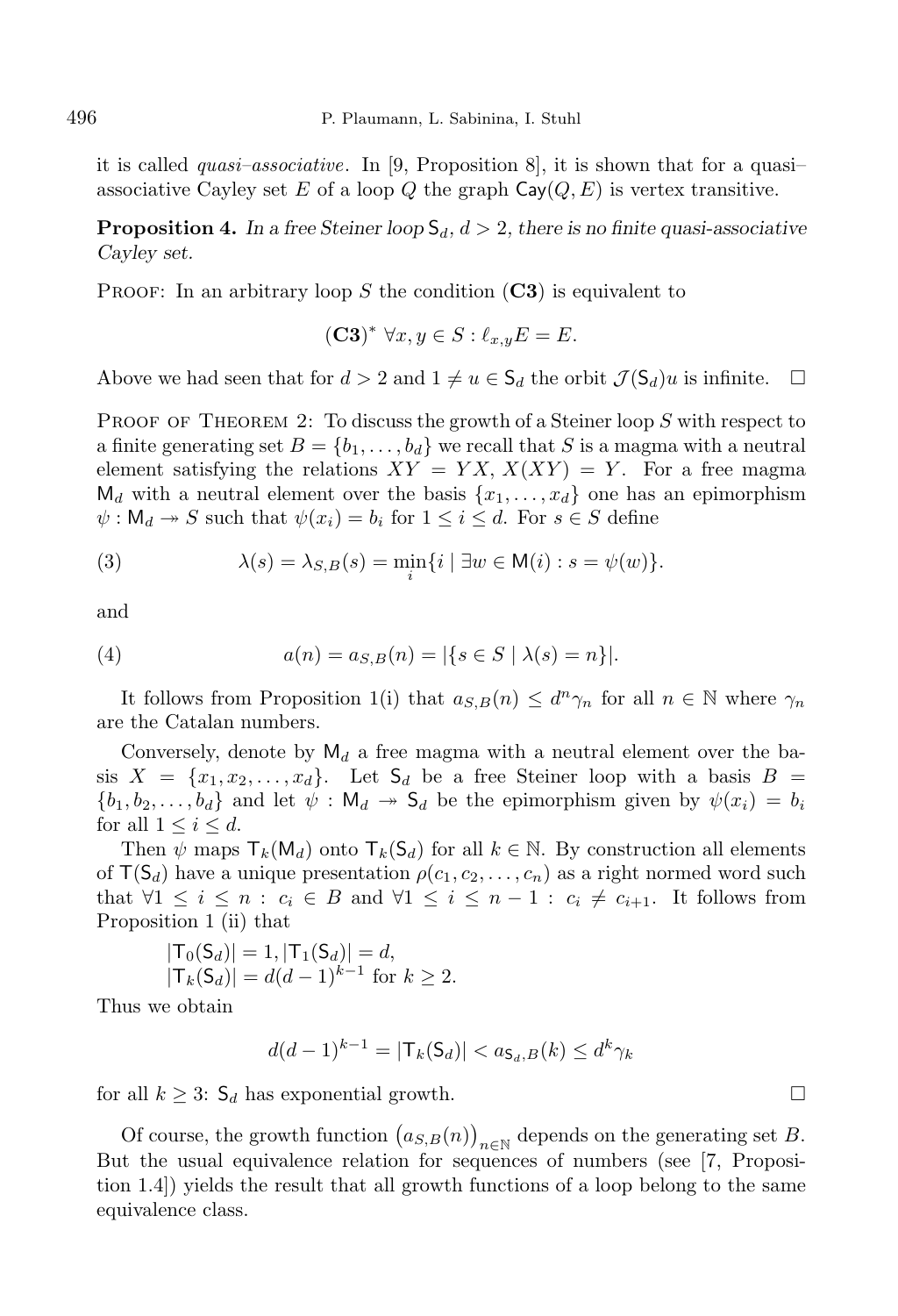it is called *quasi–associative*. In [9, Proposition 8], it is shown that for a quasi–associative Cayley set $E$ of a loop $Q$ the graph $\mathsf{Cay}(Q,E)$ is vertex transitive.

**Proposition 4.** *In a free Steiner loop $\mathsf{S}_d$, $d > 2$, there is no finite quasi-associative Cayley set.*

Proof: In an arbitrary loop $S$ the condition (**C3**) is equivalent to

$$(\mathbf{C3})^* \ \forall x, y \in S : \ell_{x,y} E = E.$$

Above we had seen that for $d > 2$ and $1 \neq u \in \mathsf{S}_d$ the orbit $\mathcal{J}(\mathsf{S}_d)u$ is infinite. $\square$

Proof of Theorem 2: To discuss the growth of a Steiner loop $S$ with respect to a finite generating set $B = \{b_1, \ldots, b_d\}$ we recall that $S$ is a magma with a neutral element satisfying the relations $XY = YX$, $X(XY) = Y$. For a free magma $\mathsf{M}_d$ with a neutral element over the basis $\{x_1, \ldots, x_d\}$ one has an epimorphism $\psi : \mathsf{M}_d \twoheadrightarrow S$ such that $\psi(x_i) = b_i$ for $1 \leq i \leq d$. For $s \in S$ define

$$\lambda(s) = \lambda_{S,B}(s) = \min_i \{ i \mid \exists w \in \mathsf{M}(i) : s = \psi(w) \}. \tag{3}$$

and

$$a(n) = a_{S,B}(n) = |\{ s \in S \mid \lambda(s) = n \}|. \tag{4}$$

It follows from Proposition 1(i) that $a_{S,B}(n) \leq d^n \gamma_n$ for all $n \in \mathbb{N}$ where $\gamma_n$ are the Catalan numbers.

Conversely, denote by $\mathsf{M}_d$ a free magma with a neutral element over the basis $X = \{x_1, x_2, \ldots, x_d\}$. Let $\mathsf{S}_d$ be a free Steiner loop with a basis $B = \{b_1, b_2, \ldots, b_d\}$ and let $\psi : \mathsf{M}_d \twoheadrightarrow \mathsf{S}_d$ be the epimorphism given by $\psi(x_i) = b_i$ for all $1 \leq i \leq d$.

Then $\psi$ maps $\mathsf{T}_k(\mathsf{M}_d)$ onto $\mathsf{T}_k(\mathsf{S}_d)$ for all $k \in \mathbb{N}$. By construction all elements of $\mathsf{T}(\mathsf{S}_d)$ have a unique presentation $\rho(c_1, c_2, \ldots, c_n)$ as a right normed word such that $\forall 1 \leq i \leq n : c_i \in B$ and $\forall 1 \leq i \leq n-1 : c_i \neq c_{i+1}$. It follows from Proposition 1 (ii) that

$$|\mathsf{T}_0(\mathsf{S}_d)| = 1, |\mathsf{T}_1(\mathsf{S}_d)| = d,$$
$$|\mathsf{T}_k(\mathsf{S}_d)| = d(d-1)^{k-1} \text{ for } k \geq 2.$$

Thus we obtain

$$d(d-1)^{k-1} = |\mathsf{T}_k(\mathsf{S}_d)| < a_{\mathsf{S}_d,B}(k) \leq d^k \gamma_k$$

for all $k \geq 3$: $\mathsf{S}_d$ has exponential growth. $\square$

Of course, the growth function $\big(a_{S,B}(n)\big)_{n \in \mathbb{N}}$ depends on the generating set $B$. But the usual equivalence relation for sequences of numbers (see [7, Proposition 1.4]) yields the result that all growth functions of a loop belong to the same equivalence class.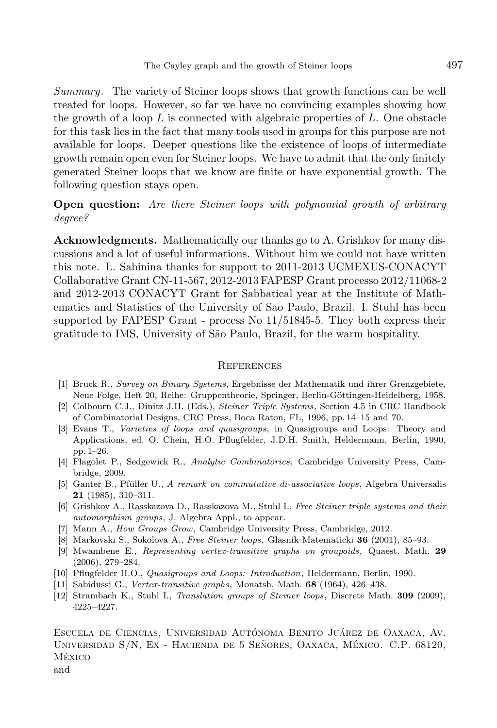*Summary*. The variety of Steiner loops shows that growth functions can be well treated for loops. However, so far we have no convincing examples showing how the growth of a loop $L$ is connected with algebraic properties of $L$. One obstacle for this task lies in the fact that many tools used in groups for this purpose are not available for loops. Deeper questions like the existence of loops of intermediate growth remain open even for Steiner loops. We have to admit that the only finitely generated Steiner loops that we know are finite or have exponential growth. The following question stays open.

**Open question:** *Are there Steiner loops with polynomial growth of arbitrary degree?*

**Acknowledgments.** Mathematically our thanks go to A. Grishkov for many discussions and a lot of useful informations. Without him we could not have written this note. L. Sabinina thanks for support to 2011-2013 UCMEXUS-CONACYT Collaborative Grant CN-11-567, 2012-2013 FAPESP Grant processo 2012/11068-2 and 2012-2013 CONACYT Grant for Sabbatical year at the Institute of Mathematics and Statistics of the University of Sao Paulo, Brazil. I. Stuhl has been supported by FAPESP Grant - process No 11/51845-5. They both express their gratitude to IMS, University of São Paulo, Brazil, for the warm hospitality.

## References

[1] Bruck R., *Survey on Binary Systems*, Ergebnisse der Mathematik und ihrer Grenzgebiete, Neue Folge, Heft 20, Reihe: Gruppentheorie, Springer, Berlin-Göttingen-Heidelberg, 1958.

[2] Colbourn C.J., Dinitz J.H. (Eds.), *Steiner Triple Systems*, Section 4.5 in CRC Handbook of Combinatorial Designs, CRC Press, Boca Raton, FL, 1996, pp. 14–15 and 70.

[3] Evans T., *Varieties of loops and quasigroups*, in Quasigroups and Loops: Theory and Applications, ed. O. Chein, H.O. Pflugfelder, J.D.H. Smith, Heldermann, Berlin, 1990, pp. 1–26.

[4] Flagolet P., Sedgewick R., *Analytic Combinatorics*, Cambridge University Press, Cambridge, 2009.

[5] Ganter B., Pfüller U., *A remark on commutative di-associative loops*, Algebra Universalis **21** (1985), 310–311.

[6] Grishkov A., Rasskazova D., Rasskazova M., Stuhl I., *Free Steiner triple systems and their automorphism groups*, J. Algebra Appl., to appear.

[7] Mann A., *How Groups Grow*, Cambridge University Press, Cambridge, 2012.

[8] Markovski S., Sokolova A., *Free Steiner loops*, Glasnik Matematicki **36** (2001), 85–93.

[9] Mwambene E., *Representing vertex-transitive graphs on groupoids*, Quaest. Math. **29** (2006), 279–284.

[10] Pflugfelder H.O., *Quasigroups and Loops: Introduction*, Heldermann, Berlin, 1990.

[11] Sabidussi G., *Vertex-transitive graphs*, Monatsh. Math. **68** (1964), 426–438.

[12] Strambach K., Stuhl I., *Translation groups of Steiner loops*, Discrete Math. **309** (2009), 4225–4227.

Escuela de Ciencias, Universidad Autónoma Benito Juárez de Oaxaca, Av. Universidad S/N, Ex - Hacienda de 5 Señores, Oaxaca, México. C.P. 68120, México

and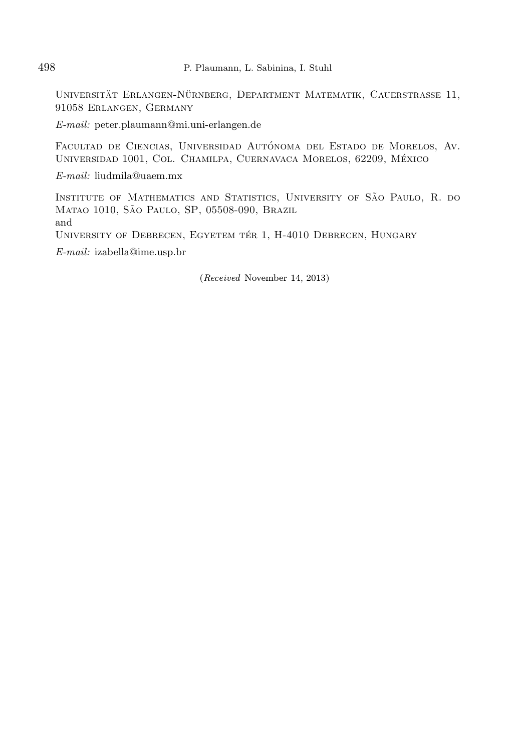Universität Erlangen-Nürnberg, Department Matematik, Cauerstrasse 11, 91058 Erlangen, Germany

*E-mail:* peter.plaumann@mi.uni-erlangen.de

Facultad de Ciencias, Universidad Autónoma del Estado de Morelos, Av. Universidad 1001, Col. Chamilpa, Cuernavaca Morelos, 62209, México

*E-mail:* liudmila@uaem.mx

Institute of Mathematics and Statistics, University of São Paulo, R. do Matao 1010, São Paulo, SP, 05508-090, Brazil
and
University of Debrecen, Egyetem tér 1, H-4010 Debrecen, Hungary

*E-mail:* izabella@ime.usp.br

(*Received* November 14, 2013)